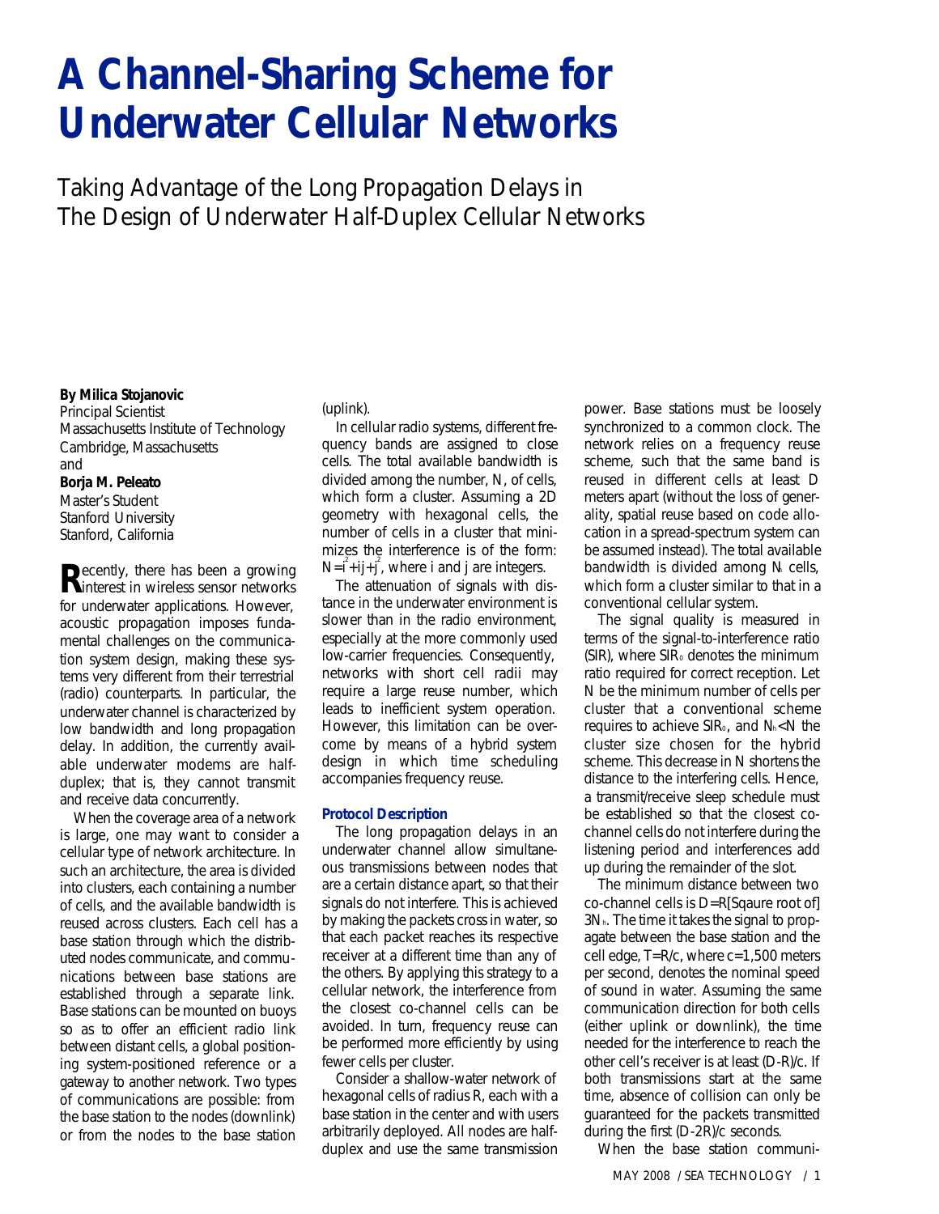# A Channel-Sharing Scheme for Underwater Cellular Networks

## Taking Advantage of the Long Propagation Delays in The Design of Underwater Half-Duplex Cellular Networks

**By Milica Stojanovic**
Principal Scientist
Massachusetts Institute of Technology
Cambridge, Massachusetts
and
**Borja M. Peleato**
Master's Student
Stanford University
Stanford, California

Recently, there has been a growing interest in wireless sensor networks for underwater applications. However, acoustic propagation imposes fundamental challenges on the communication system design, making these systems very different from their terrestrial (radio) counterparts. In particular, the underwater channel is characterized by low bandwidth and long propagation delay. In addition, the currently available underwater modems are half-duplex; that is, they cannot transmit and receive data concurrently.

When the coverage area of a network is large, one may want to consider a cellular type of network architecture. In such an architecture, the area is divided into clusters, each containing a number of cells, and the available bandwidth is reused across clusters. Each cell has a base station through which the distributed nodes communicate, and communications between base stations are established through a separate link. Base stations can be mounted on buoys so as to offer an efficient radio link between distant cells, a global positioning system-positioned reference or a gateway to another network. Two types of communications are possible: from the base station to the nodes (downlink) or from the nodes to the base station (uplink).

In cellular radio systems, different frequency bands are assigned to close cells. The total available bandwidth is divided among the number, N, of cells, which form a cluster. Assuming a 2D geometry with hexagonal cells, the number of cells in a cluster that minimizes the interference is of the form: $N=i^2+ij+j^2$, where i and j are integers.

The attenuation of signals with distance in the underwater environment is slower than in the radio environment, especially at the more commonly used low-carrier frequencies. Consequently, networks with short cell radii may require a large reuse number, which leads to inefficient system operation. However, this limitation can be overcome by means of a hybrid system design in which time scheduling accompanies frequency reuse.

### Protocol Description

The long propagation delays in an underwater channel allow simultaneous transmissions between nodes that are a certain distance apart, so that their signals do not interfere. This is achieved by making the packets cross in water, so that each packet reaches its respective receiver at a different time than any of the others. By applying this strategy to a cellular network, the interference from the closest co-channel cells can be avoided. In turn, frequency reuse can be performed more efficiently by using fewer cells per cluster.

Consider a shallow-water network of hexagonal cells of radius R, each with a base station in the center and with users arbitrarily deployed. All nodes are half-duplex and use the same transmission power. Base stations must be loosely synchronized to a common clock. The network relies on a frequency reuse scheme, such that the same band is reused in different cells at least D meters apart (without the loss of generality, spatial reuse based on code allocation in a spread-spectrum system can be assumed instead). The total available bandwidth is divided among $N_h$ cells, which form a cluster similar to that in a conventional cellular system.

The signal quality is measured in terms of the signal-to-interference ratio (SIR), where $SIR_0$ denotes the minimum ratio required for correct reception. Let N be the minimum number of cells per cluster that a conventional scheme requires to achieve $SIR_0$, and $N_h<N$ the cluster size chosen for the hybrid scheme. This decrease in N shortens the distance to the interfering cells. Hence, a transmit/receive sleep schedule must be established so that the closest co-channel cells do not interfere during the listening period and interferences add up during the remainder of the slot.

The minimum distance between two co-channel cells is D=R[Sqaure root of] $3N_h$. The time it takes the signal to propagate between the base station and the cell edge, T=R/c, where c=1,500 meters per second, denotes the nominal speed of sound in water. Assuming the same communication direction for both cells (either uplink or downlink), the time needed for the interference to reach the other cell's receiver is at least (D-R)/c. If both transmissions start at the same time, absence of collision can only be guaranteed for the packets transmitted during the first (D-2R)/c seconds.

When the base station communi-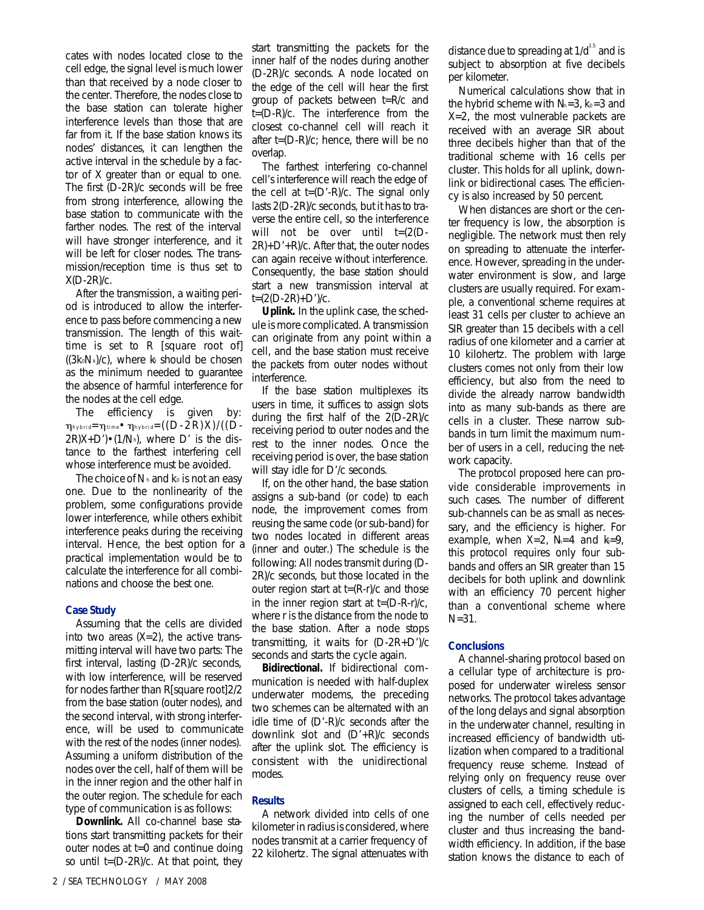cates with nodes located close to the cell edge, the signal level is much lower than that received by a node closer to the center. Therefore, the nodes close to the base station can tolerate higher interference levels than those that are far from it. If the base station knows its nodes' distances, it can lengthen the active interval in the schedule by a factor of X greater than or equal to one. The first (D-2R)/c seconds will be free from strong interference, allowing the base station to communicate with the farther nodes. The rest of the interval will have stronger interference, and it will be left for closer nodes. The transmission/reception time is thus set to X(D-2R)/c.

After the transmission, a waiting period is introduced to allow the interference to pass before commencing a new transmission. The length of this wait-time is set to R [square root of] $((3k_0N_k)/c)$, where $k_0$ should be chosen as the minimum needed to guarantee the absence of harmful interference for the nodes at the cell edge.

The efficiency is given by: $\eta_{hybrid}=\eta_{time}\bullet\eta_{hybrid}=((D-2R)X)/((D-2R)X+D')\bullet(1/N_h)$, where D' is the distance to the farthest interfering cell whose interference must be avoided.

The choice of $N_h$ and $K_0$ is not an easy one. Due to the nonlinearity of the problem, some configurations provide lower interference, while others exhibit interference peaks during the receiving interval. Hence, the best option for a practical implementation would be to calculate the interference for all combinations and choose the best one.

### Case Study

Assuming that the cells are divided into two areas (X=2), the active transmitting interval will have two parts: The first interval, lasting (D-2R)/c seconds, with low interference, will be reserved for nodes farther than R[square root]2/2 from the base station (outer nodes), and the second interval, with strong interference, will be used to communicate with the rest of the nodes (inner nodes). Assuming a uniform distribution of the nodes over the cell, half of them will be in the inner region and the other half in the outer region. The schedule for each type of communication is as follows:

**Downlink.** All co-channel base stations start transmitting packets for their outer nodes at t=0 and continue doing so until t=(D-2R)/c. At that point, they start transmitting the packets for the inner half of the nodes during another (D-2R)/c seconds. A node located on the edge of the cell will hear the first group of packets between t=R/c and t=(D-R)/c. The interference from the closest co-channel cell will reach it after t=(D-R)/c; hence, there will be no overlap.

The farthest interfering co-channel cell's interference will reach the edge of the cell at t=(D'-R)/c. The signal only lasts 2(D-2R)/c seconds, but it has to traverse the entire cell, so the interference will not be over until t=(2(D-2R)+D'+R)/c. After that, the outer nodes can again receive without interference. Consequently, the base station should start a new transmission interval at t=(2(D-2R)+D')/c.

**Uplink.** In the uplink case, the schedule is more complicated. A transmission can originate from any point within a cell, and the base station must receive the packets from outer nodes without interference.

If the base station multiplexes its users in time, it suffices to assign slots during the first half of the 2(D-2R)/c receiving period to outer nodes and the rest to the inner nodes. Once the receiving period is over, the base station will stay idle for D'/c seconds.

If, on the other hand, the base station assigns a sub-band (or code) to each node, the improvement comes from reusing the same code (or sub-band) for two nodes located in different areas (inner and outer.) The schedule is the following: All nodes transmit during (D-2R)/c seconds, but those located in the outer region start at t=(R-r)/c and those in the inner region start at t=(D-R-r)/c, where r is the distance from the node to the base station. After a node stops transmitting, it waits for (D-2R+D')/c seconds and starts the cycle again.

**Bidirectional.** If bidirectional communication is needed with half-duplex underwater modems, the preceding two schemes can be alternated with an idle time of (D'-R)/c seconds after the downlink slot and (D'+R)/c seconds after the uplink slot. The efficiency is consistent with the unidirectional modes.

### Results

A network divided into cells of one kilometer in radius is considered, where nodes transmit at a carrier frequency of 22 kilohertz. The signal attenuates with distance due to spreading at $1/d^{1.5}$ and is subject to absorption at five decibels per kilometer.

Numerical calculations show that in the hybrid scheme with $N_h$=3, $k_0$=3 and X=2, the most vulnerable packets are received with an average SIR about three decibels higher than that of the traditional scheme with 16 cells per cluster. This holds for all uplink, downlink or bidirectional cases. The efficiency is also increased by 50 percent.

When distances are short or the center frequency is low, the absorption is negligible. The network must then rely on spreading to attenuate the interference. However, spreading in the underwater environment is slow, and large clusters are usually required. For example, a conventional scheme requires at least 31 cells per cluster to achieve an SIR greater than 15 decibels with a cell radius of one kilometer and a carrier at 10 kilohertz. The problem with large clusters comes not only from their low efficiency, but also from the need to divide the already narrow bandwidth into as many sub-bands as there are cells in a cluster. These narrow sub-bands in turn limit the maximum number of users in a cell, reducing the network capacity.

The protocol proposed here can provide considerable improvements in such cases. The number of different sub-channels can be as small as necessary, and the efficiency is higher. For example, when X=2, $N_h$=4 and $k_0$=9, this protocol requires only four sub-bands and offers an SIR greater than 15 decibels for both uplink and downlink with an efficiency 70 percent higher than a conventional scheme where N=31.

### Conclusions

A channel-sharing protocol based on a cellular type of architecture is proposed for underwater wireless sensor networks. The protocol takes advantage of the long delays and signal absorption in the underwater channel, resulting in increased efficiency of bandwidth utilization when compared to a traditional frequency reuse scheme. Instead of relying only on frequency reuse over clusters of cells, a timing schedule is assigned to each cell, effectively reducing the number of cells needed per cluster and thus increasing the bandwidth efficiency. In addition, if the base station knows the distance to each of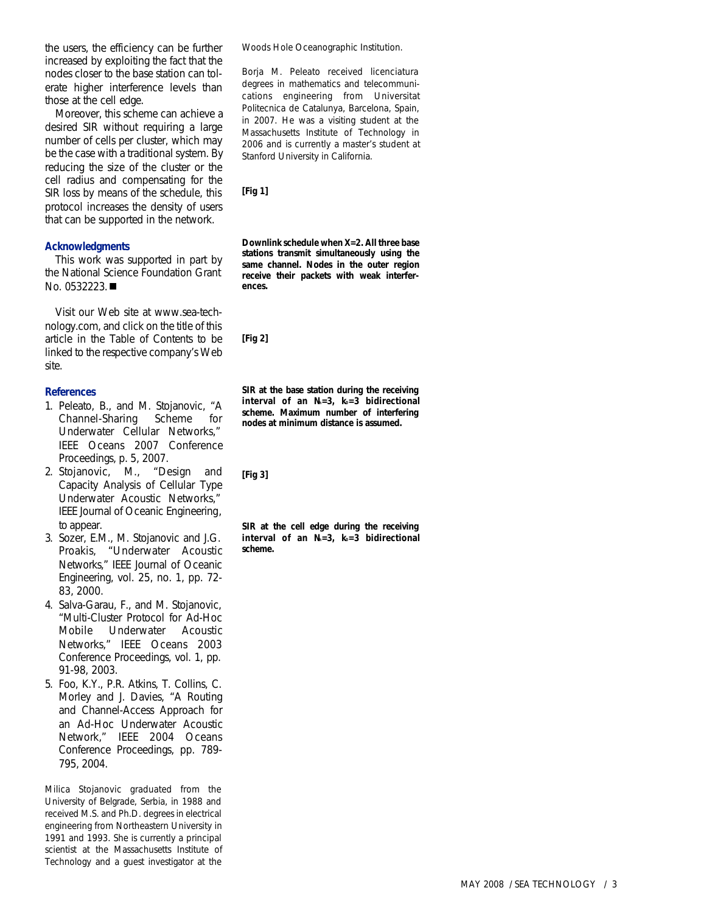the users, the efficiency can be further increased by exploiting the fact that the nodes closer to the base station can tolerate higher interference levels than those at the cell edge.

Moreover, this scheme can achieve a desired SIR without requiring a large number of cells per cluster, which may be the case with a traditional system. By reducing the size of the cluster or the cell radius and compensating for the SIR loss by means of the schedule, this protocol increases the density of users that can be supported in the network.

## Acknowledgments

This work was supported in part by the National Science Foundation Grant No. 0532223. ■

Visit our Web site at www.sea-technology.com, and click on the title of this article in the Table of Contents to be linked to the respective company's Web site.

## References

1. Peleato, B., and M. Stojanovic, "A Channel-Sharing Scheme for Underwater Cellular Networks," IEEE Oceans 2007 Conference Proceedings, p. 5, 2007.
2. Stojanovic, M., "Design and Capacity Analysis of Cellular Type Underwater Acoustic Networks," IEEE Journal of Oceanic Engineering, to appear.
3. Sozer, E.M., M. Stojanovic and J.G. Proakis, "Underwater Acoustic Networks," IEEE Journal of Oceanic Engineering, vol. 25, no. 1, pp. 72-83, 2000.
4. Salva-Garau, F., and M. Stojanovic, "Multi-Cluster Protocol for Ad-Hoc Mobile Underwater Acoustic Networks," IEEE Oceans 2003 Conference Proceedings, vol. 1, pp. 91-98, 2003.
5. Foo, K.Y., P.R. Atkins, T. Collins, C. Morley and J. Davies, "A Routing and Channel-Access Approach for an Ad-Hoc Underwater Acoustic Network," IEEE 2004 Oceans Conference Proceedings, pp. 789-795, 2004.

Milica Stojanovic graduated from the University of Belgrade, Serbia, in 1988 and received M.S. and Ph.D. degrees in electrical engineering from Northeastern University in 1991 and 1993. She is currently a principal scientist at the Massachusetts Institute of Technology and a guest investigator at the Woods Hole Oceanographic Institution.

Borja M. Peleato received licenciatura degrees in mathematics and telecommunications engineering from Universitat Politecnica de Catalunya, Barcelona, Spain, in 2007. He was a visiting student at the Massachusetts Institute of Technology in 2006 and is currently a master's student at Stanford University in California.

**[Fig 1]**

**Downlink schedule when X=2. All three base stations transmit simultaneously using the same channel. Nodes in the outer region receive their packets with weak interferences.**

**[Fig 2]**

**SIR at the base station during the receiving interval of an $N_s$=3, $k_s$=3 bidirectional scheme. Maximum number of interfering nodes at minimum distance is assumed.**

**[Fig 3]**

**SIR at the cell edge during the receiving interval of an $N_s$=3, $k_s$=3 bidirectional scheme.**